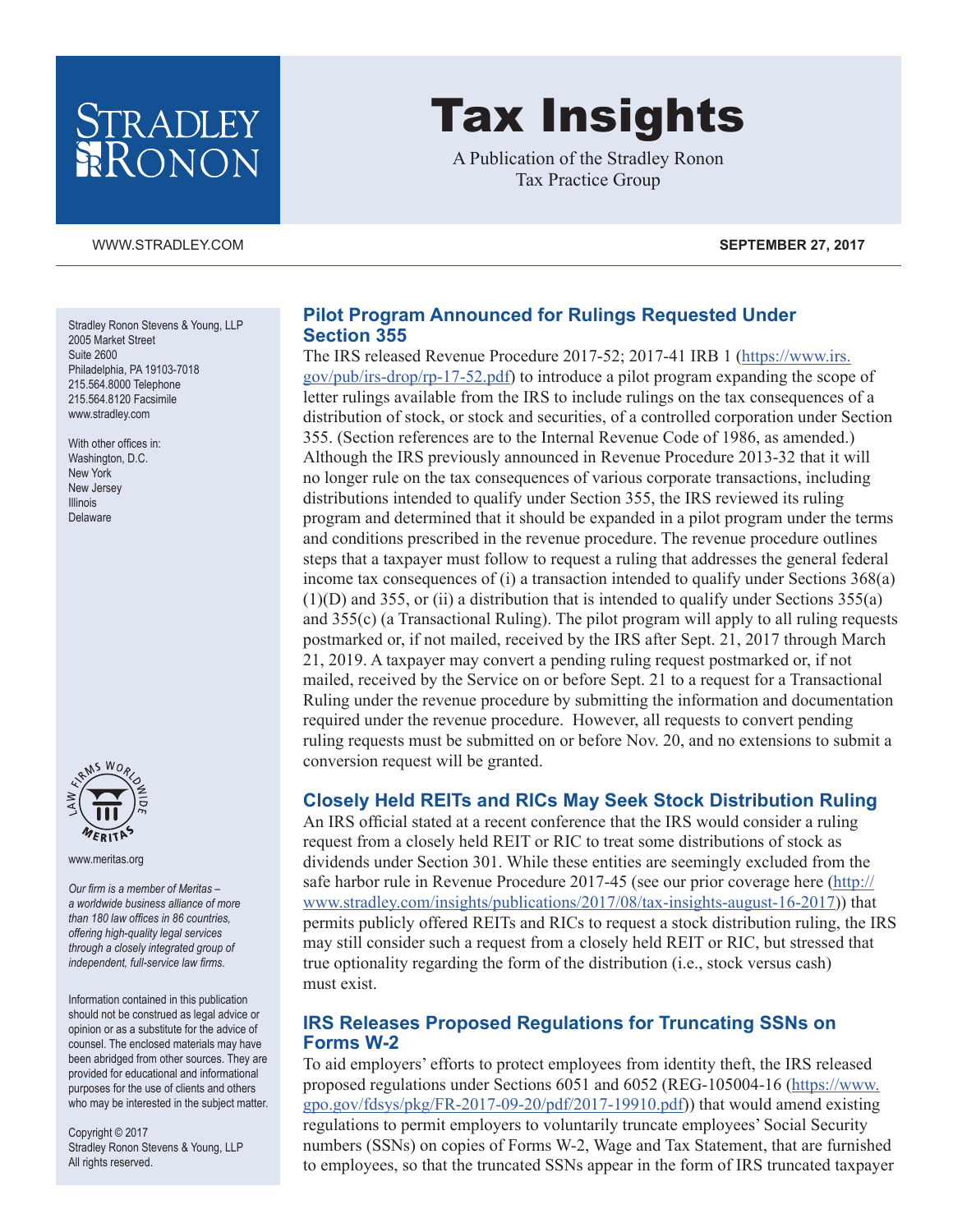# Tax Insights

A Publication of the Stradley Ronon Tax Practice Group

WWW.STRADLEY.COM

**SEPTEMBER 27, 2017**

Stradley Ronon Stevens & Young, LLP
2005 Market Street
Suite 2600
Philadelphia, PA 19103-7018
215.564.8000 Telephone
215.564.8120 Facsimile
www.stradley.com

With other offices in:
Washington, D.C.
New York
New Jersey
Illinois
Delaware

www.meritas.org

*Our firm is a member of Meritas – a worldwide business alliance of more than 180 law offices in 86 countries, offering high-quality legal services through a closely integrated group of independent, full-service law firms.*

Information contained in this publication should not be construed as legal advice or opinion or as a substitute for the advice of counsel. The enclosed materials may have been abridged from other sources. They are provided for educational and informational purposes for the use of clients and others who may be interested in the subject matter.

Copyright © 2017
Stradley Ronon Stevens & Young, LLP
All rights reserved.

## Pilot Program Announced for Rulings Requested Under Section 355

The IRS released Revenue Procedure 2017-52; 2017-41 IRB 1 (https://www.irs.gov/pub/irs-drop/rp-17-52.pdf) to introduce a pilot program expanding the scope of letter rulings available from the IRS to include rulings on the tax consequences of a distribution of stock, or stock and securities, of a controlled corporation under Section 355. (Section references are to the Internal Revenue Code of 1986, as amended.) Although the IRS previously announced in Revenue Procedure 2013-32 that it will no longer rule on the tax consequences of various corporate transactions, including distributions intended to qualify under Section 355, the IRS reviewed its ruling program and determined that it should be expanded in a pilot program under the terms and conditions prescribed in the revenue procedure. The revenue procedure outlines steps that a taxpayer must follow to request a ruling that addresses the general federal income tax consequences of (i) a transaction intended to qualify under Sections 368(a)(1)(D) and 355, or (ii) a distribution that is intended to qualify under Sections 355(a) and 355(c) (a Transactional Ruling). The pilot program will apply to all ruling requests postmarked or, if not mailed, received by the IRS after Sept. 21, 2017 through March 21, 2019. A taxpayer may convert a pending ruling request postmarked or, if not mailed, received by the Service on or before Sept. 21 to a request for a Transactional Ruling under the revenue procedure by submitting the information and documentation required under the revenue procedure. However, all requests to convert pending ruling requests must be submitted on or before Nov. 20, and no extensions to submit a conversion request will be granted.

## Closely Held REITs and RICs May Seek Stock Distribution Ruling

An IRS official stated at a recent conference that the IRS would consider a ruling request from a closely held REIT or RIC to treat some distributions of stock as dividends under Section 301. While these entities are seemingly excluded from the safe harbor rule in Revenue Procedure 2017-45 (see our prior coverage here (http://www.stradley.com/insights/publications/2017/08/tax-insights-august-16-2017)) that permits publicly offered REITs and RICs to request a stock distribution ruling, the IRS may still consider such a request from a closely held REIT or RIC, but stressed that true optionality regarding the form of the distribution (i.e., stock versus cash) must exist.

## IRS Releases Proposed Regulations for Truncating SSNs on Forms W-2

To aid employers' efforts to protect employees from identity theft, the IRS released proposed regulations under Sections 6051 and 6052 (REG-105004-16 (https://www.gpo.gov/fdsys/pkg/FR-2017-09-20/pdf/2017-19910.pdf)) that would amend existing regulations to permit employers to voluntarily truncate employees' Social Security numbers (SSNs) on copies of Forms W-2, Wage and Tax Statement, that are furnished to employees, so that the truncated SSNs appear in the form of IRS truncated taxpayer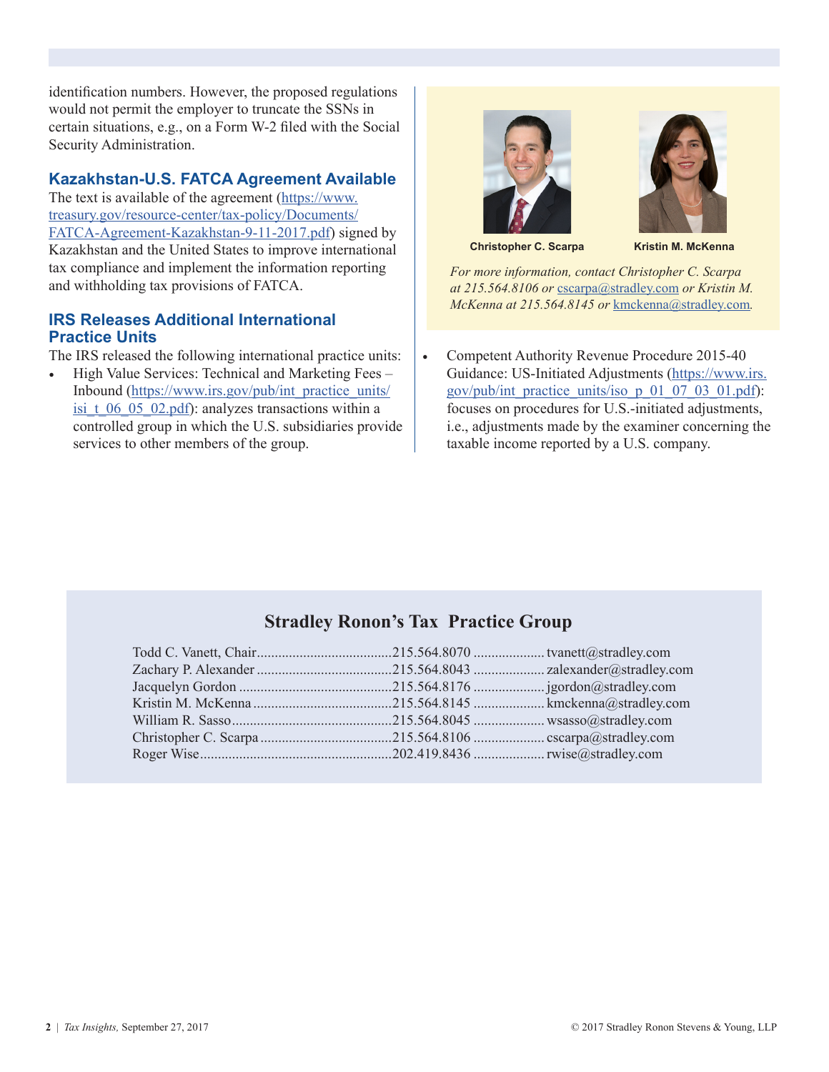identification numbers. However, the proposed regulations would not permit the employer to truncate the SSNs in certain situations, e.g., on a Form W-2 filed with the Social Security Administration.

## Kazakhstan-U.S. FATCA Agreement Available

The text is available of the agreement (https://www.treasury.gov/resource-center/tax-policy/Documents/FATCA-Agreement-Kazakhstan-9-11-2017.pdf) signed by Kazakhstan and the United States to improve international tax compliance and implement the information reporting and withholding tax provisions of FATCA.

## IRS Releases Additional International Practice Units

The IRS released the following international practice units:

- High Value Services: Technical and Marketing Fees – Inbound (https://www.irs.gov/pub/int_practice_units/isi_t_06_05_02.pdf): analyzes transactions within a controlled group in which the U.S. subsidiaries provide services to other members of the group.
- Competent Authority Revenue Procedure 2015-40 Guidance: US-Initiated Adjustments (https://www.irs.gov/pub/int_practice_units/iso_p_01_07_03_01.pdf): focuses on procedures for U.S.-initiated adjustments, i.e., adjustments made by the examiner concerning the taxable income reported by a U.S. company.

**Christopher C. Scarpa** **Kristin M. McKenna**

*For more information, contact Christopher C. Scarpa at 215.564.8106 or cscarpa@stradley.com or Kristin M. McKenna at 215.564.8145 or kmckenna@stradley.com.*

## Stradley Ronon's Tax Practice Group

| | | |
|---|---|---|
| Todd C. Vanett, Chair | 215.564.8070 | tvanett@stradley.com |
| Zachary P. Alexander | 215.564.8043 | zalexander@stradley.com |
| Jacquelyn Gordon | 215.564.8176 | jgordon@stradley.com |
| Kristin M. McKenna | 215.564.8145 | kmckenna@stradley.com |
| William R. Sasso | 215.564.8045 | wsasso@stradley.com |
| Christopher C. Scarpa | 215.564.8106 | cscarpa@stradley.com |
| Roger Wise | 202.419.8436 | rwise@stradley.com |

© 2017 Stradley Ronon Stevens & Young, LLP